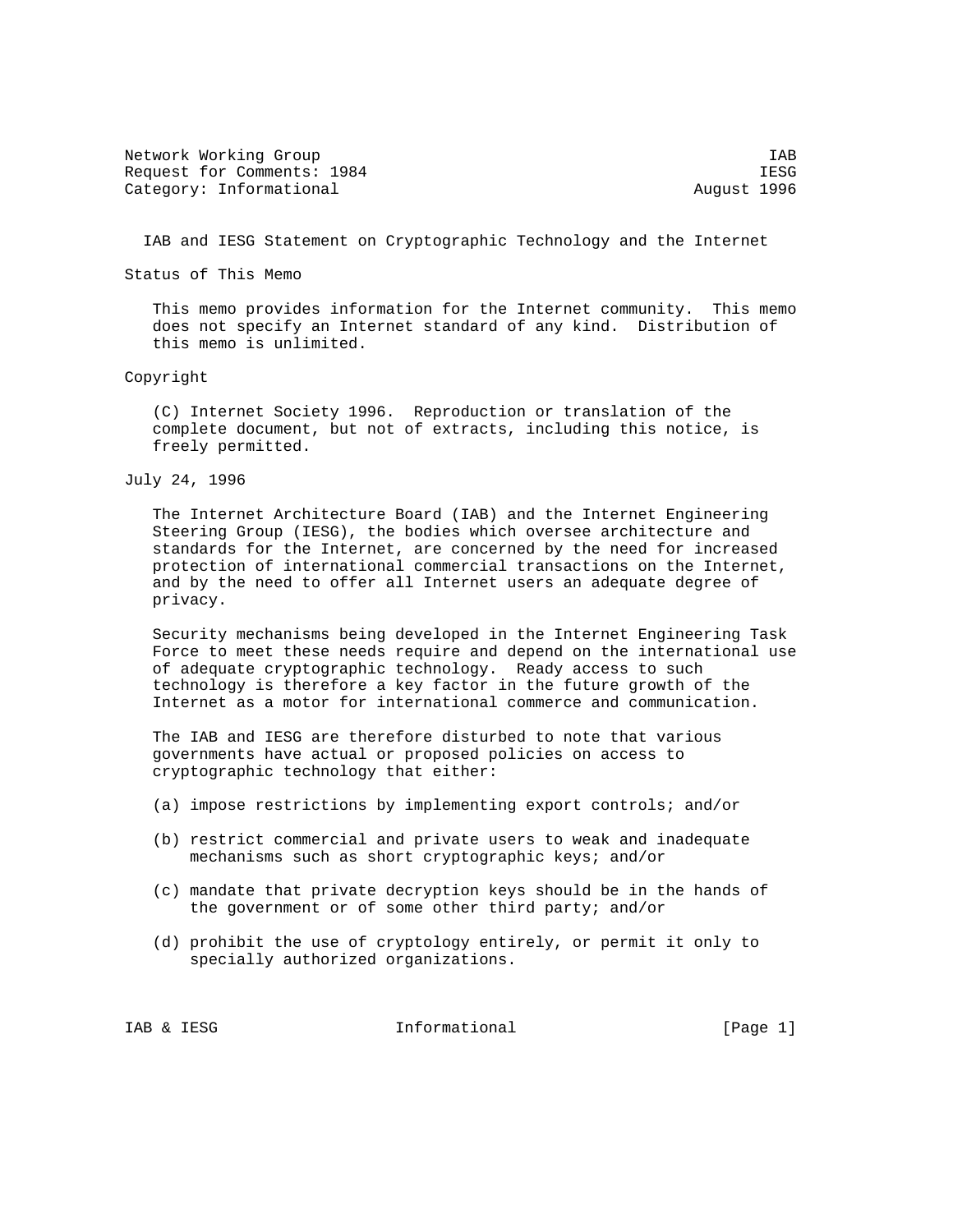Network Working Group IAB
Request for Comments: 1984 IESG
Category: Informational August 1996

# IAB and IESG Statement on Cryptographic Technology and the Internet

## Status of This Memo

This memo provides information for the Internet community. This memo does not specify an Internet standard of any kind. Distribution of this memo is unlimited.

## Copyright

(C) Internet Society 1996. Reproduction or translation of the complete document, but not of extracts, including this notice, is freely permitted.

July 24, 1996

The Internet Architecture Board (IAB) and the Internet Engineering Steering Group (IESG), the bodies which oversee architecture and standards for the Internet, are concerned by the need for increased protection of international commercial transactions on the Internet, and by the need to offer all Internet users an adequate degree of privacy.

Security mechanisms being developed in the Internet Engineering Task Force to meet these needs require and depend on the international use of adequate cryptographic technology. Ready access to such technology is therefore a key factor in the future growth of the Internet as a motor for international commerce and communication.

The IAB and IESG are therefore disturbed to note that various governments have actual or proposed policies on access to cryptographic technology that either:

(a) impose restrictions by implementing export controls; and/or

(b) restrict commercial and private users to weak and inadequate mechanisms such as short cryptographic keys; and/or

(c) mandate that private decryption keys should be in the hands of the government or of some other third party; and/or

(d) prohibit the use of cryptology entirely, or permit it only to specially authorized organizations.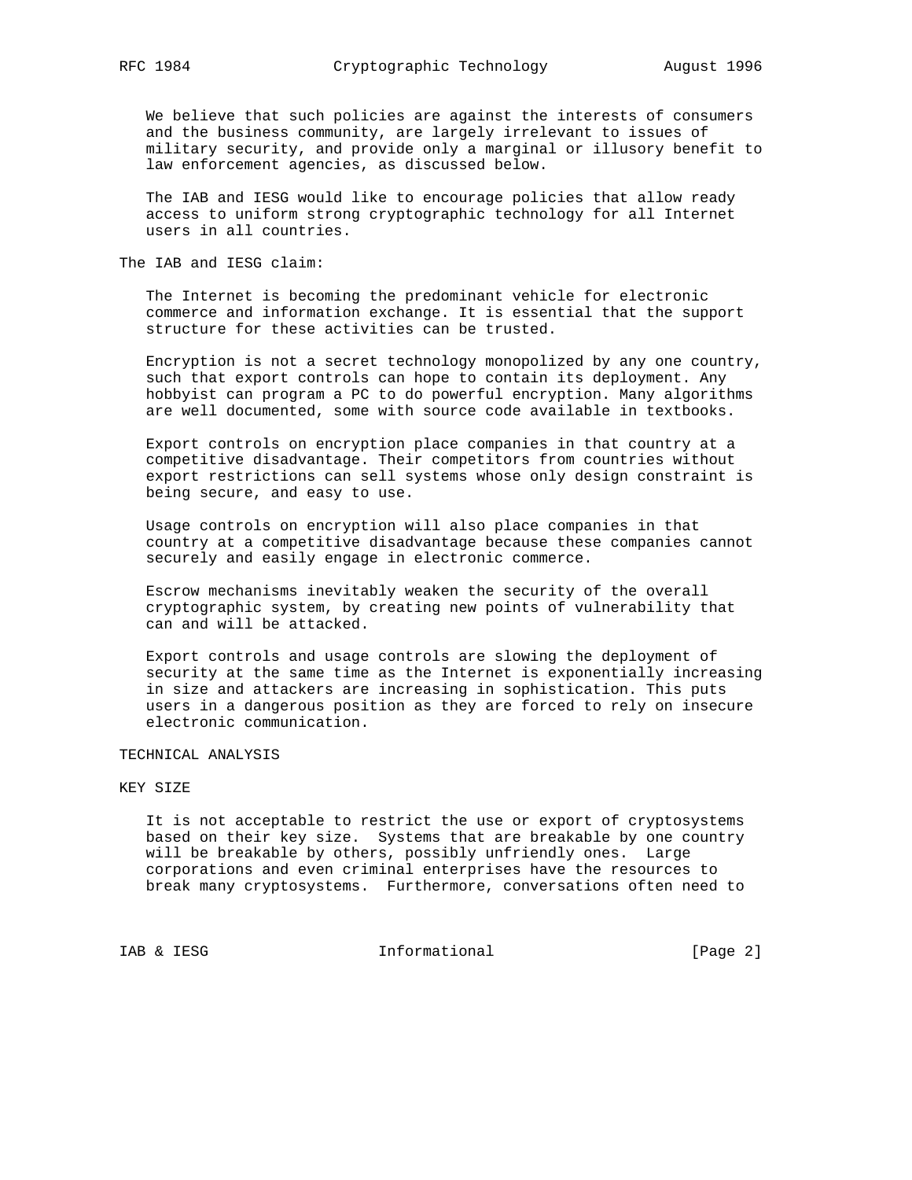We believe that such policies are against the interests of consumers and the business community, are largely irrelevant to issues of military security, and provide only a marginal or illusory benefit to law enforcement agencies, as discussed below.

The IAB and IESG would like to encourage policies that allow ready access to uniform strong cryptographic technology for all Internet users in all countries.

The IAB and IESG claim:

The Internet is becoming the predominant vehicle for electronic commerce and information exchange. It is essential that the support structure for these activities can be trusted.

Encryption is not a secret technology monopolized by any one country, such that export controls can hope to contain its deployment. Any hobbyist can program a PC to do powerful encryption. Many algorithms are well documented, some with source code available in textbooks.

Export controls on encryption place companies in that country at a competitive disadvantage. Their competitors from countries without export restrictions can sell systems whose only design constraint is being secure, and easy to use.

Usage controls on encryption will also place companies in that country at a competitive disadvantage because these companies cannot securely and easily engage in electronic commerce.

Escrow mechanisms inevitably weaken the security of the overall cryptographic system, by creating new points of vulnerability that can and will be attacked.

Export controls and usage controls are slowing the deployment of security at the same time as the Internet is exponentially increasing in size and attackers are increasing in sophistication. This puts users in a dangerous position as they are forced to rely on insecure electronic communication.

## TECHNICAL ANALYSIS

### KEY SIZE

It is not acceptable to restrict the use or export of cryptosystems based on their key size. Systems that are breakable by one country will be breakable by others, possibly unfriendly ones. Large corporations and even criminal enterprises have the resources to break many cryptosystems. Furthermore, conversations often need to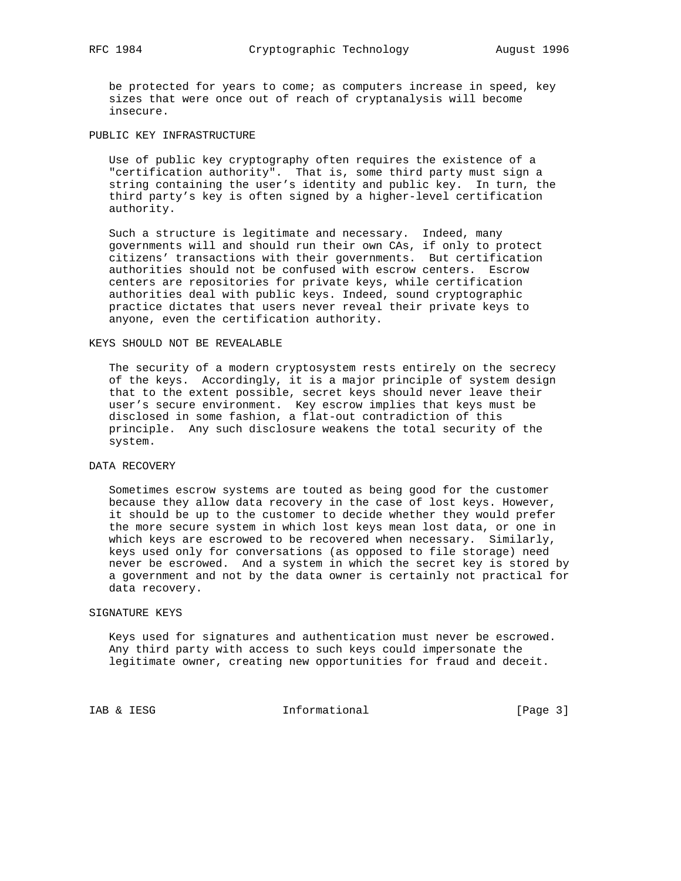be protected for years to come; as computers increase in speed, key sizes that were once out of reach of cryptanalysis will become insecure.

## PUBLIC KEY INFRASTRUCTURE

Use of public key cryptography often requires the existence of a "certification authority". That is, some third party must sign a string containing the user's identity and public key. In turn, the third party's key is often signed by a higher-level certification authority.

Such a structure is legitimate and necessary. Indeed, many governments will and should run their own CAs, if only to protect citizens' transactions with their governments. But certification authorities should not be confused with escrow centers. Escrow centers are repositories for private keys, while certification authorities deal with public keys. Indeed, sound cryptographic practice dictates that users never reveal their private keys to anyone, even the certification authority.

## KEYS SHOULD NOT BE REVEALABLE

The security of a modern cryptosystem rests entirely on the secrecy of the keys. Accordingly, it is a major principle of system design that to the extent possible, secret keys should never leave their user's secure environment. Key escrow implies that keys must be disclosed in some fashion, a flat-out contradiction of this principle. Any such disclosure weakens the total security of the system.

## DATA RECOVERY

Sometimes escrow systems are touted as being good for the customer because they allow data recovery in the case of lost keys. However, it should be up to the customer to decide whether they would prefer the more secure system in which lost keys mean lost data, or one in which keys are escrowed to be recovered when necessary. Similarly, keys used only for conversations (as opposed to file storage) need never be escrowed. And a system in which the secret key is stored by a government and not by the data owner is certainly not practical for data recovery.

## SIGNATURE KEYS

Keys used for signatures and authentication must never be escrowed. Any third party with access to such keys could impersonate the legitimate owner, creating new opportunities for fraud and deceit.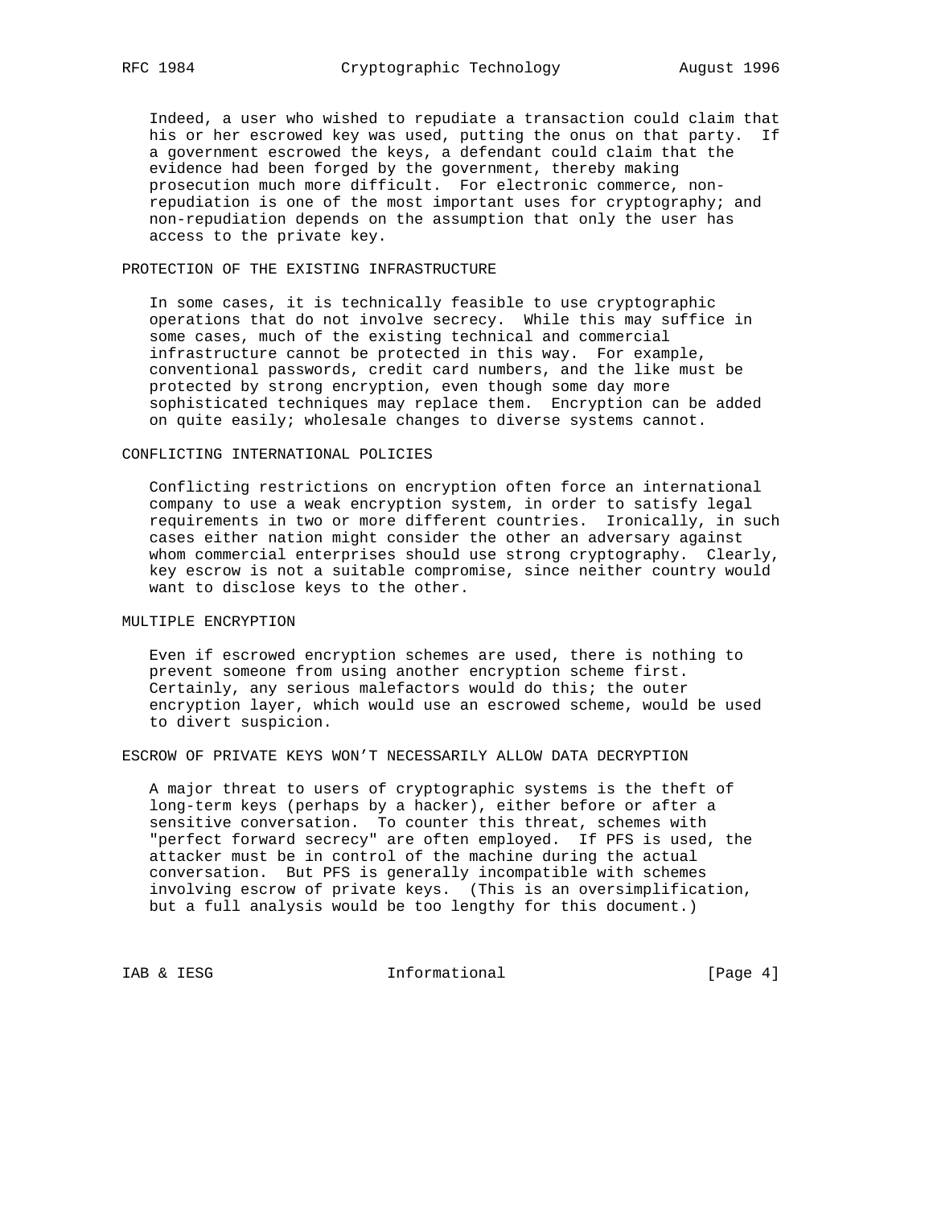Indeed, a user who wished to repudiate a transaction could claim that his or her escrowed key was used, putting the onus on that party. If a government escrowed the keys, a defendant could claim that the evidence had been forged by the government, thereby making prosecution much more difficult. For electronic commerce, non-repudiation is one of the most important uses for cryptography; and non-repudiation depends on the assumption that only the user has access to the private key.

## PROTECTION OF THE EXISTING INFRASTRUCTURE

In some cases, it is technically feasible to use cryptographic operations that do not involve secrecy. While this may suffice in some cases, much of the existing technical and commercial infrastructure cannot be protected in this way. For example, conventional passwords, credit card numbers, and the like must be protected by strong encryption, even though some day more sophisticated techniques may replace them. Encryption can be added on quite easily; wholesale changes to diverse systems cannot.

## CONFLICTING INTERNATIONAL POLICIES

Conflicting restrictions on encryption often force an international company to use a weak encryption system, in order to satisfy legal requirements in two or more different countries. Ironically, in such cases either nation might consider the other an adversary against whom commercial enterprises should use strong cryptography. Clearly, key escrow is not a suitable compromise, since neither country would want to disclose keys to the other.

## MULTIPLE ENCRYPTION

Even if escrowed encryption schemes are used, there is nothing to prevent someone from using another encryption scheme first. Certainly, any serious malefactors would do this; the outer encryption layer, which would use an escrowed scheme, would be used to divert suspicion.

## ESCROW OF PRIVATE KEYS WON'T NECESSARILY ALLOW DATA DECRYPTION

A major threat to users of cryptographic systems is the theft of long-term keys (perhaps by a hacker), either before or after a sensitive conversation. To counter this threat, schemes with "perfect forward secrecy" are often employed. If PFS is used, the attacker must be in control of the machine during the actual conversation. But PFS is generally incompatible with schemes involving escrow of private keys. (This is an oversimplification, but a full analysis would be too lengthy for this document.)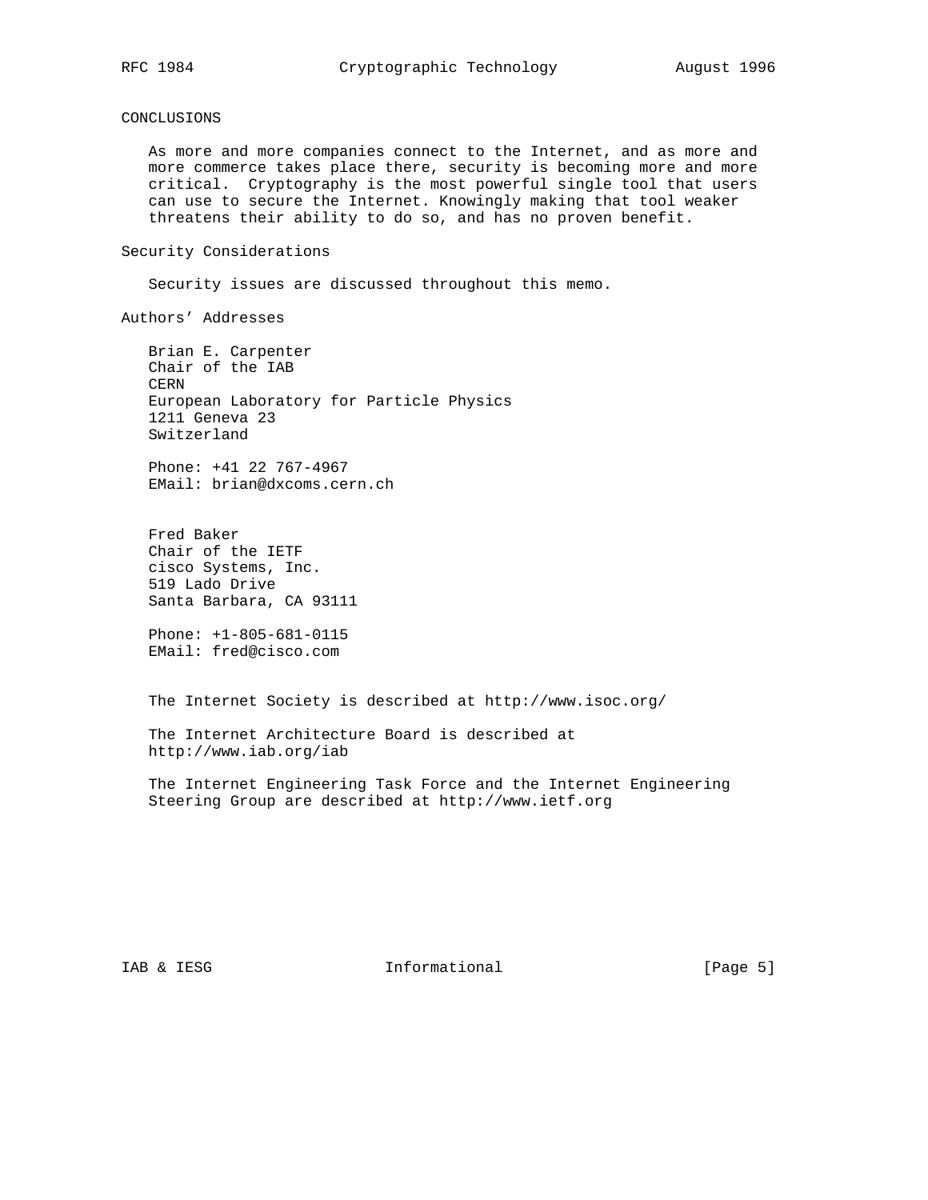## CONCLUSIONS

As more and more companies connect to the Internet, and as more and more commerce takes place there, security is becoming more and more critical. Cryptography is the most powerful single tool that users can use to secure the Internet. Knowingly making that tool weaker threatens their ability to do so, and has no proven benefit.

## Security Considerations

Security issues are discussed throughout this memo.

## Authors' Addresses

Brian E. Carpenter
Chair of the IAB
CERN
European Laboratory for Particle Physics
1211 Geneva 23
Switzerland

Phone: +41 22 767-4967
EMail: brian@dxcoms.cern.ch

Fred Baker
Chair of the IETF
cisco Systems, Inc.
519 Lado Drive
Santa Barbara, CA 93111

Phone: +1-805-681-0115
EMail: fred@cisco.com

The Internet Society is described at http://www.isoc.org/

The Internet Architecture Board is described at http://www.iab.org/iab

The Internet Engineering Task Force and the Internet Engineering Steering Group are described at http://www.ietf.org